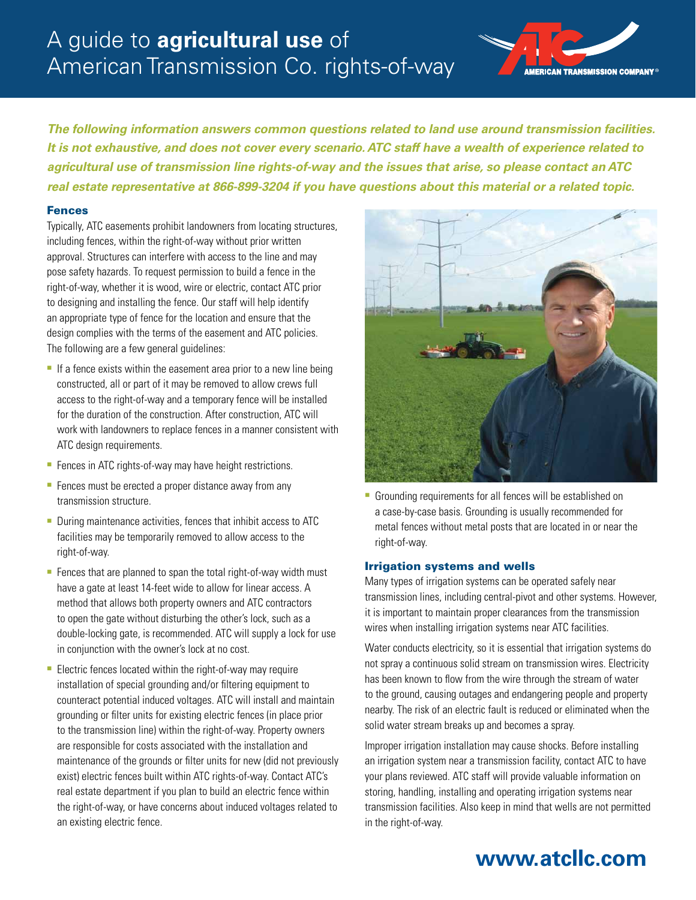# A guide to **agricultural use** of American Transmission Co. rights-of-way

***The following information answers common questions related to land use around transmission facilities. It is not exhaustive, and does not cover every scenario. ATC staff have a wealth of experience related to agricultural use of transmission line rights-of-way and the issues that arise, so please contact an ATC real estate representative at 866-899-3204 if you have questions about this material or a related topic.***

## Fences

Typically, ATC easements prohibit landowners from locating structures, including fences, within the right-of-way without prior written approval. Structures can interfere with access to the line and may pose safety hazards. To request permission to build a fence in the right-of-way, whether it is wood, wire or electric, contact ATC prior to designing and installing the fence. Our staff will help identify an appropriate type of fence for the location and ensure that the design complies with the terms of the easement and ATC policies. The following are a few general guidelines:

- If a fence exists within the easement area prior to a new line being constructed, all or part of it may be removed to allow crews full access to the right-of-way and a temporary fence will be installed for the duration of the construction. After construction, ATC will work with landowners to replace fences in a manner consistent with ATC design requirements.
- Fences in ATC rights-of-way may have height restrictions.
- Fences must be erected a proper distance away from any transmission structure.
- During maintenance activities, fences that inhibit access to ATC facilities may be temporarily removed to allow access to the right-of-way.
- Fences that are planned to span the total right-of-way width must have a gate at least 14-feet wide to allow for linear access. A method that allows both property owners and ATC contractors to open the gate without disturbing the other's lock, such as a double-locking gate, is recommended. ATC will supply a lock for use in conjunction with the owner's lock at no cost.
- Electric fences located within the right-of-way may require installation of special grounding and/or filtering equipment to counteract potential induced voltages. ATC will install and maintain grounding or filter units for existing electric fences (in place prior to the transmission line) within the right-of-way. Property owners are responsible for costs associated with the installation and maintenance of the grounds or filter units for new (did not previously exist) electric fences built within ATC rights-of-way. Contact ATC's real estate department if you plan to build an electric fence within the right-of-way, or have concerns about induced voltages related to an existing electric fence.
- Grounding requirements for all fences will be established on a case-by-case basis. Grounding is usually recommended for metal fences without metal posts that are located in or near the right-of-way.

## Irrigation systems and wells

Many types of irrigation systems can be operated safely near transmission lines, including central-pivot and other systems. However, it is important to maintain proper clearances from the transmission wires when installing irrigation systems near ATC facilities.

Water conducts electricity, so it is essential that irrigation systems do not spray a continuous solid stream on transmission wires. Electricity has been known to flow from the wire through the stream of water to the ground, causing outages and endangering people and property nearby. The risk of an electric fault is reduced or eliminated when the solid water stream breaks up and becomes a spray.

Improper irrigation installation may cause shocks. Before installing an irrigation system near a transmission facility, contact ATC to have your plans reviewed. ATC staff will provide valuable information on storing, handling, installing and operating irrigation systems near transmission facilities. Also keep in mind that wells are not permitted in the right-of-way.

**www.atcllc.com**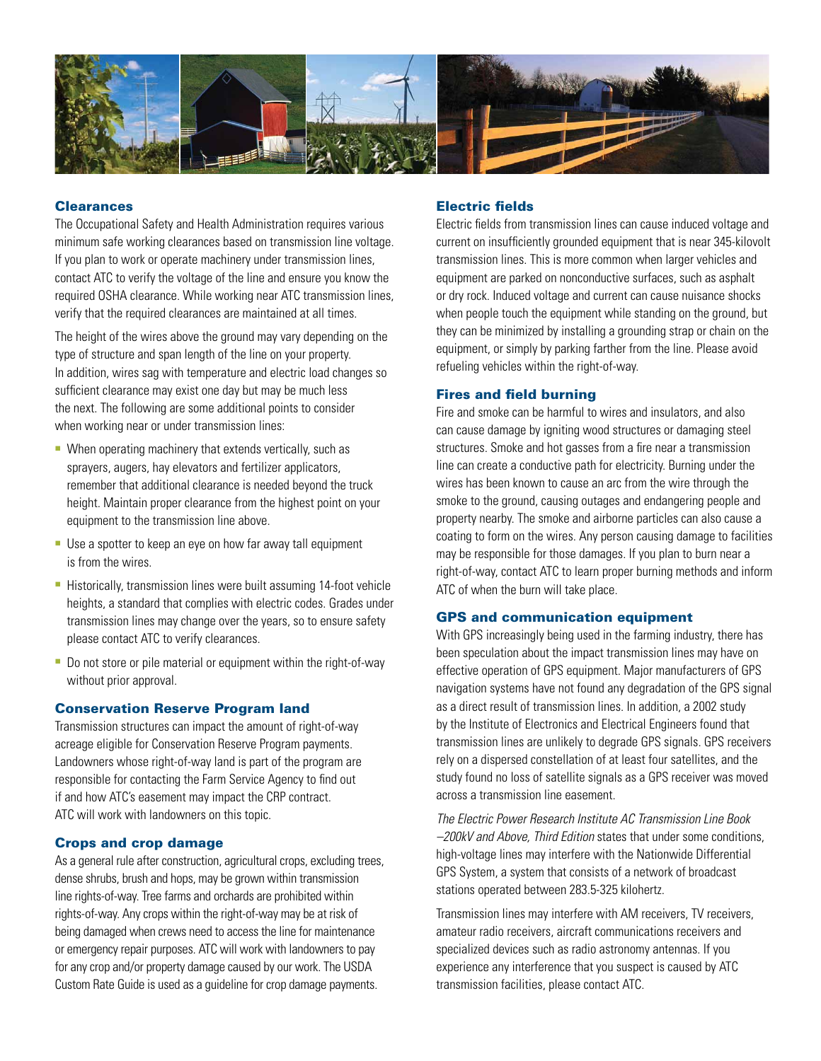## Clearances

The Occupational Safety and Health Administration requires various minimum safe working clearances based on transmission line voltage. If you plan to work or operate machinery under transmission lines, contact ATC to verify the voltage of the line and ensure you know the required OSHA clearance. While working near ATC transmission lines, verify that the required clearances are maintained at all times.

The height of the wires above the ground may vary depending on the type of structure and span length of the line on your property. In addition, wires sag with temperature and electric load changes so sufficient clearance may exist one day but may be much less the next. The following are some additional points to consider when working near or under transmission lines:

- When operating machinery that extends vertically, such as sprayers, augers, hay elevators and fertilizer applicators, remember that additional clearance is needed beyond the truck height. Maintain proper clearance from the highest point on your equipment to the transmission line above.
- Use a spotter to keep an eye on how far away tall equipment is from the wires.
- Historically, transmission lines were built assuming 14-foot vehicle heights, a standard that complies with electric codes. Grades under transmission lines may change over the years, so to ensure safety please contact ATC to verify clearances.
- Do not store or pile material or equipment within the right-of-way without prior approval.

## Conservation Reserve Program land

Transmission structures can impact the amount of right-of-way acreage eligible for Conservation Reserve Program payments. Landowners whose right-of-way land is part of the program are responsible for contacting the Farm Service Agency to find out if and how ATC's easement may impact the CRP contract. ATC will work with landowners on this topic.

## Crops and crop damage

As a general rule after construction, agricultural crops, excluding trees, dense shrubs, brush and hops, may be grown within transmission line rights-of-way. Tree farms and orchards are prohibited within rights-of-way. Any crops within the right-of-way may be at risk of being damaged when crews need to access the line for maintenance or emergency repair purposes. ATC will work with landowners to pay for any crop and/or property damage caused by our work. The USDA Custom Rate Guide is used as a guideline for crop damage payments.

## Electric fields

Electric fields from transmission lines can cause induced voltage and current on insufficiently grounded equipment that is near 345-kilovolt transmission lines. This is more common when larger vehicles and equipment are parked on nonconductive surfaces, such as asphalt or dry rock. Induced voltage and current can cause nuisance shocks when people touch the equipment while standing on the ground, but they can be minimized by installing a grounding strap or chain on the equipment, or simply by parking farther from the line. Please avoid refueling vehicles within the right-of-way.

## Fires and field burning

Fire and smoke can be harmful to wires and insulators, and also can cause damage by igniting wood structures or damaging steel structures. Smoke and hot gasses from a fire near a transmission line can create a conductive path for electricity. Burning under the wires has been known to cause an arc from the wire through the smoke to the ground, causing outages and endangering people and property nearby. The smoke and airborne particles can also cause a coating to form on the wires. Any person causing damage to facilities may be responsible for those damages. If you plan to burn near a right-of-way, contact ATC to learn proper burning methods and inform ATC of when the burn will take place.

## GPS and communication equipment

With GPS increasingly being used in the farming industry, there has been speculation about the impact transmission lines may have on effective operation of GPS equipment. Major manufacturers of GPS navigation systems have not found any degradation of the GPS signal as a direct result of transmission lines. In addition, a 2002 study by the Institute of Electronics and Electrical Engineers found that transmission lines are unlikely to degrade GPS signals. GPS receivers rely on a dispersed constellation of at least four satellites, and the study found no loss of satellite signals as a GPS receiver was moved across a transmission line easement.

*The Electric Power Research Institute AC Transmission Line Book –200kV and Above, Third Edition* states that under some conditions, high-voltage lines may interfere with the Nationwide Differential GPS System, a system that consists of a network of broadcast stations operated between 283.5-325 kilohertz.

Transmission lines may interfere with AM receivers, TV receivers, amateur radio receivers, aircraft communications receivers and specialized devices such as radio astronomy antennas. If you experience any interference that you suspect is caused by ATC transmission facilities, please contact ATC.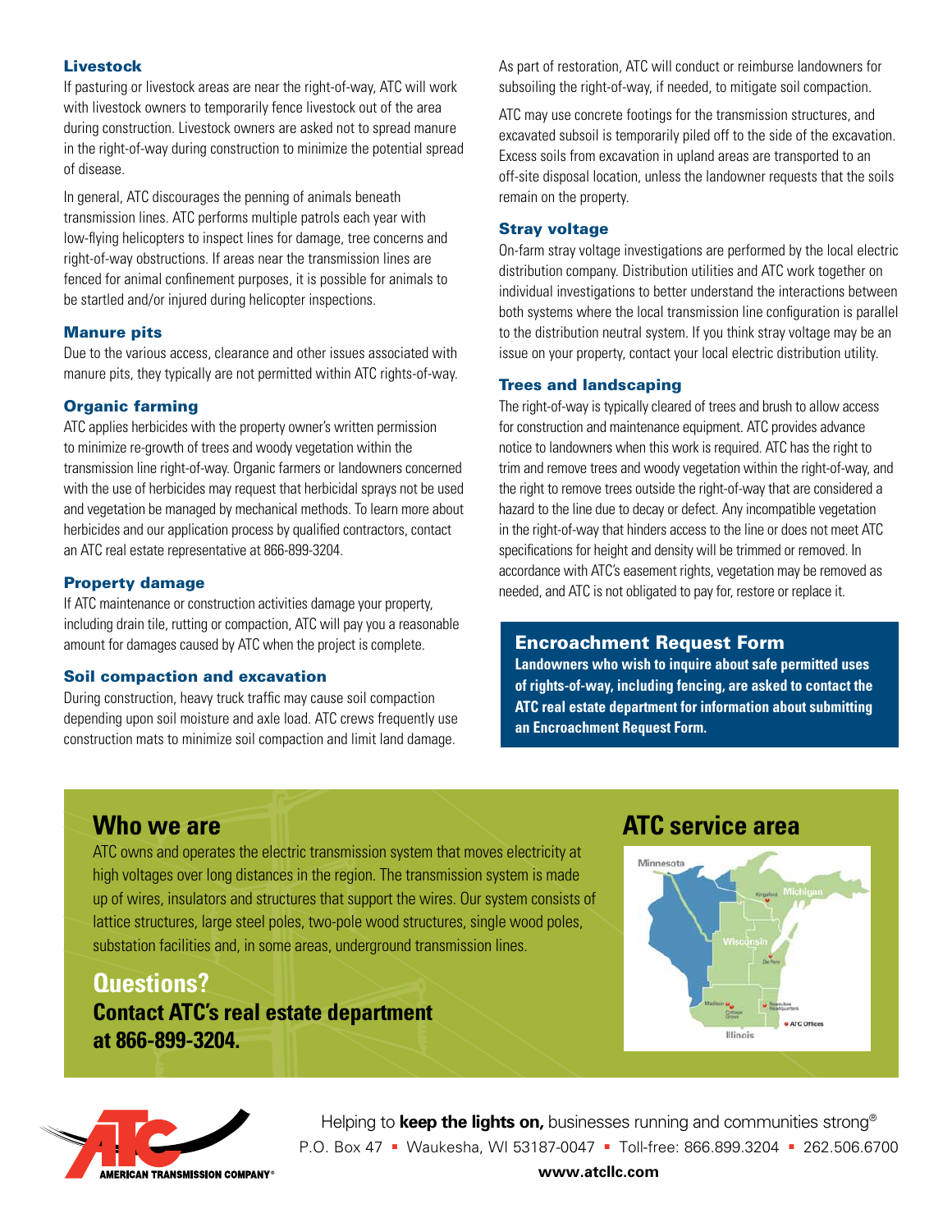### Livestock

If pasturing or livestock areas are near the right-of-way, ATC will work with livestock owners to temporarily fence livestock out of the area during construction. Livestock owners are asked not to spread manure in the right-of-way during construction to minimize the potential spread of disease.

In general, ATC discourages the penning of animals beneath transmission lines. ATC performs multiple patrols each year with low-flying helicopters to inspect lines for damage, tree concerns and right-of-way obstructions. If areas near the transmission lines are fenced for animal confinement purposes, it is possible for animals to be startled and/or injured during helicopter inspections.

### Manure pits

Due to the various access, clearance and other issues associated with manure pits, they typically are not permitted within ATC rights-of-way.

### Organic farming

ATC applies herbicides with the property owner's written permission to minimize re-growth of trees and woody vegetation within the transmission line right-of-way. Organic farmers or landowners concerned with the use of herbicides may request that herbicidal sprays not be used and vegetation be managed by mechanical methods. To learn more about herbicides and our application process by qualified contractors, contact an ATC real estate representative at 866-899-3204.

### Property damage

If ATC maintenance or construction activities damage your property, including drain tile, rutting or compaction, ATC will pay you a reasonable amount for damages caused by ATC when the project is complete.

### Soil compaction and excavation

During construction, heavy truck traffic may cause soil compaction depending upon soil moisture and axle load. ATC crews frequently use construction mats to minimize soil compaction and limit land damage.

As part of restoration, ATC will conduct or reimburse landowners for subsoiling the right-of-way, if needed, to mitigate soil compaction.

ATC may use concrete footings for the transmission structures, and excavated subsoil is temporarily piled off to the side of the excavation. Excess soils from excavation in upland areas are transported to an off-site disposal location, unless the landowner requests that the soils remain on the property.

### Stray voltage

On-farm stray voltage investigations are performed by the local electric distribution company. Distribution utilities and ATC work together on individual investigations to better understand the interactions between both systems where the local transmission line configuration is parallel to the distribution neutral system. If you think stray voltage may be an issue on your property, contact your local electric distribution utility.

### Trees and landscaping

The right-of-way is typically cleared of trees and brush to allow access for construction and maintenance equipment. ATC provides advance notice to landowners when this work is required. ATC has the right to trim and remove trees and woody vegetation within the right-of-way, and the right to remove trees outside the right-of-way that are considered a hazard to the line due to decay or defect. Any incompatible vegetation in the right-of-way that hinders access to the line or does not meet ATC specifications for height and density will be trimmed or removed. In accordance with ATC's easement rights, vegetation may be removed as needed, and ATC is not obligated to pay for, restore or replace it.

### Encroachment Request Form

**Landowners who wish to inquire about safe permitted uses of rights-of-way, including fencing, are asked to contact the ATC real estate department for information about submitting an Encroachment Request Form.**

## Who we are

ATC owns and operates the electric transmission system that moves electricity at high voltages over long distances in the region. The transmission system is made up of wires, insulators and structures that support the wires. Our system consists of lattice structures, large steel poles, two-pole wood structures, single wood poles, substation facilities and, in some areas, underground transmission lines.

## Questions?

**Contact ATC's real estate department at 866-899-3204.**

## ATC service area

Minnesota
Michigan
Kingsford
Wisconsin
De Pere
Madison
Cottage Grove
Pewaukee Headquarters
ATC Offices
Illinois

AMERICAN TRANSMISSION COMPANY®

Helping to **keep the lights on,** businesses running and communities strong®

P.O. Box 47 ▪ Waukesha, WI 53187-0047 ▪ Toll-free: 866.899.3204 ▪ 262.506.6700

**www.atcllc.com**